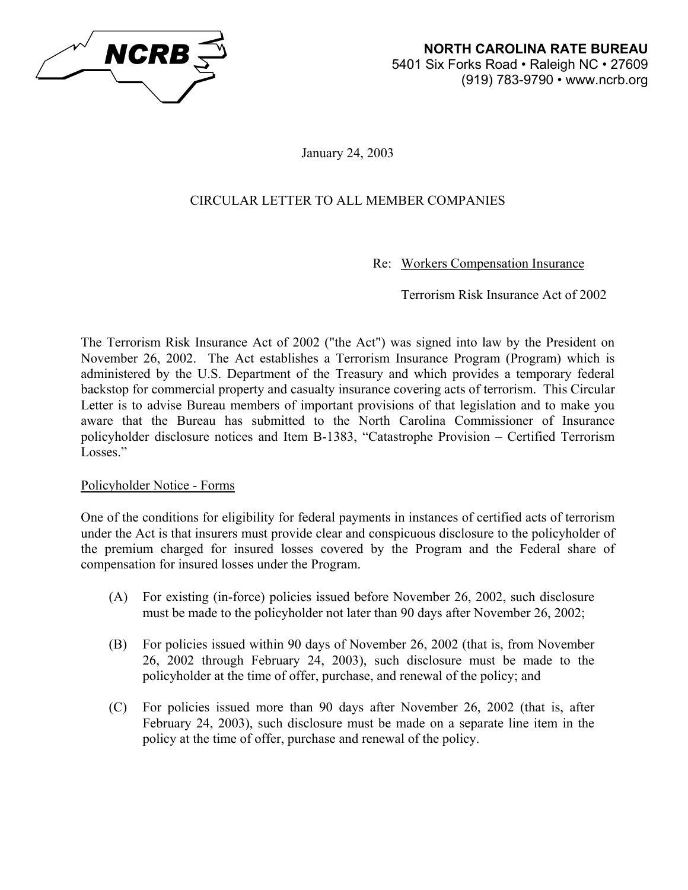**NCRB**

**NORTH CAROLINA RATE BUREAU**
5401 Six Forks Road • Raleigh NC • 27609
(919) 783-9790 • www.ncrb.org

January 24, 2003

CIRCULAR LETTER TO ALL MEMBER COMPANIES

Re: Workers Compensation Insurance

Terrorism Risk Insurance Act of 2002

The Terrorism Risk Insurance Act of 2002 ("the Act") was signed into law by the President on November 26, 2002. The Act establishes a Terrorism Insurance Program (Program) which is administered by the U.S. Department of the Treasury and which provides a temporary federal backstop for commercial property and casualty insurance covering acts of terrorism. This Circular Letter is to advise Bureau members of important provisions of that legislation and to make you aware that the Bureau has submitted to the North Carolina Commissioner of Insurance policyholder disclosure notices and Item B-1383, "Catastrophe Provision – Certified Terrorism Losses."

Policyholder Notice - Forms

One of the conditions for eligibility for federal payments in instances of certified acts of terrorism under the Act is that insurers must provide clear and conspicuous disclosure to the policyholder of the premium charged for insured losses covered by the Program and the Federal share of compensation for insured losses under the Program.

(A) For existing (in-force) policies issued before November 26, 2002, such disclosure must be made to the policyholder not later than 90 days after November 26, 2002;

(B) For policies issued within 90 days of November 26, 2002 (that is, from November 26, 2002 through February 24, 2003), such disclosure must be made to the policyholder at the time of offer, purchase, and renewal of the policy; and

(C) For policies issued more than 90 days after November 26, 2002 (that is, after February 24, 2003), such disclosure must be made on a separate line item in the policy at the time of offer, purchase and renewal of the policy.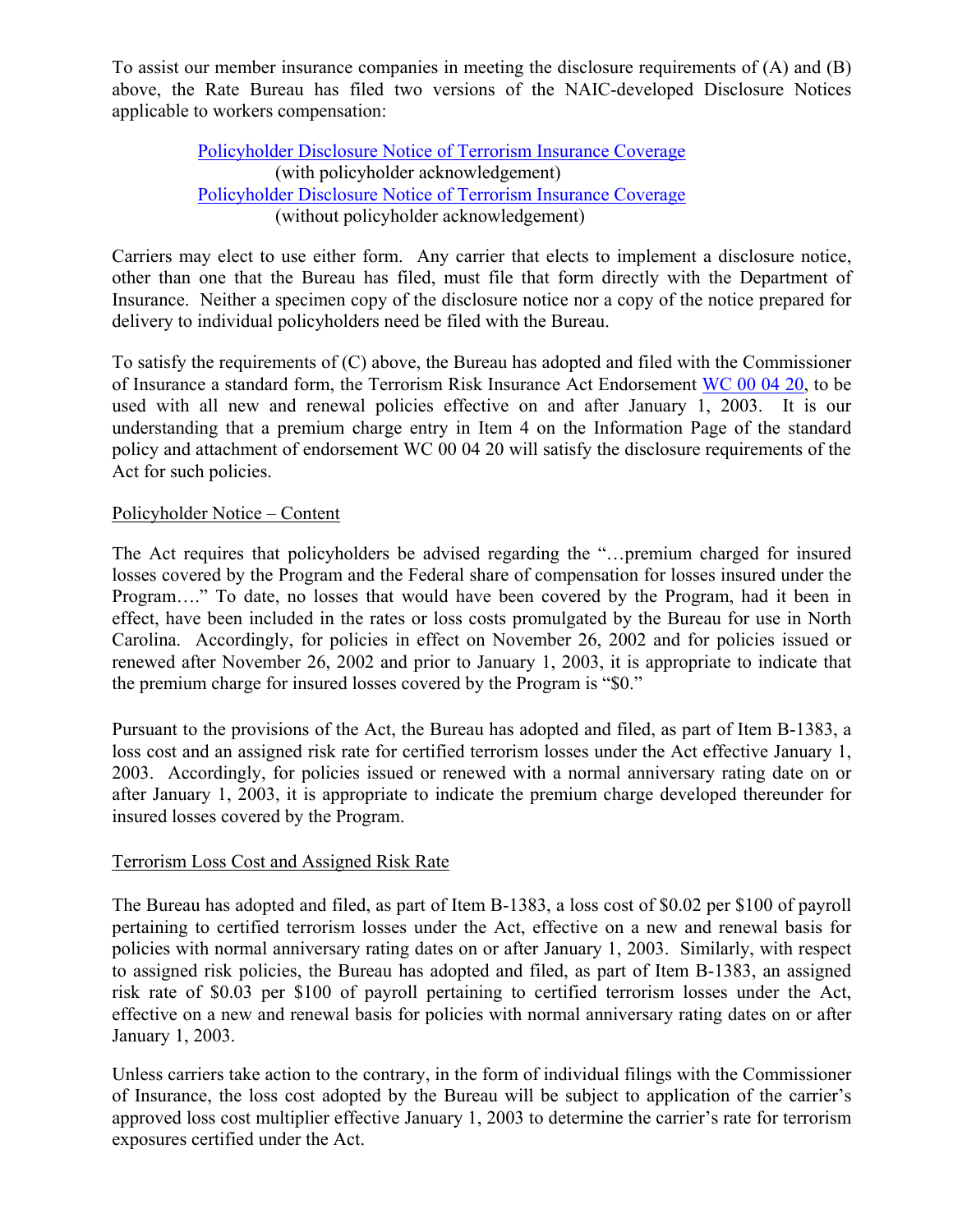To assist our member insurance companies in meeting the disclosure requirements of (A) and (B) above, the Rate Bureau has filed two versions of the NAIC-developed Disclosure Notices applicable to workers compensation:

Policyholder Disclosure Notice of Terrorism Insurance Coverage
(with policyholder acknowledgement)
Policyholder Disclosure Notice of Terrorism Insurance Coverage
(without policyholder acknowledgement)

Carriers may elect to use either form. Any carrier that elects to implement a disclosure notice, other than one that the Bureau has filed, must file that form directly with the Department of Insurance. Neither a specimen copy of the disclosure notice nor a copy of the notice prepared for delivery to individual policyholders need be filed with the Bureau.

To satisfy the requirements of (C) above, the Bureau has adopted and filed with the Commissioner of Insurance a standard form, the Terrorism Risk Insurance Act Endorsement WC 00 04 20, to be used with all new and renewal policies effective on and after January 1, 2003. It is our understanding that a premium charge entry in Item 4 on the Information Page of the standard policy and attachment of endorsement WC 00 04 20 will satisfy the disclosure requirements of the Act for such policies.

Policyholder Notice – Content

The Act requires that policyholders be advised regarding the "…premium charged for insured losses covered by the Program and the Federal share of compensation for losses insured under the Program…." To date, no losses that would have been covered by the Program, had it been in effect, have been included in the rates or loss costs promulgated by the Bureau for use in North Carolina. Accordingly, for policies in effect on November 26, 2002 and for policies issued or renewed after November 26, 2002 and prior to January 1, 2003, it is appropriate to indicate that the premium charge for insured losses covered by the Program is "$0."

Pursuant to the provisions of the Act, the Bureau has adopted and filed, as part of Item B-1383, a loss cost and an assigned risk rate for certified terrorism losses under the Act effective January 1, 2003. Accordingly, for policies issued or renewed with a normal anniversary rating date on or after January 1, 2003, it is appropriate to indicate the premium charge developed thereunder for insured losses covered by the Program.

Terrorism Loss Cost and Assigned Risk Rate

The Bureau has adopted and filed, as part of Item B-1383, a loss cost of $0.02 per $100 of payroll pertaining to certified terrorism losses under the Act, effective on a new and renewal basis for policies with normal anniversary rating dates on or after January 1, 2003. Similarly, with respect to assigned risk policies, the Bureau has adopted and filed, as part of Item B-1383, an assigned risk rate of $0.03 per $100 of payroll pertaining to certified terrorism losses under the Act, effective on a new and renewal basis for policies with normal anniversary rating dates on or after January 1, 2003.

Unless carriers take action to the contrary, in the form of individual filings with the Commissioner of Insurance, the loss cost adopted by the Bureau will be subject to application of the carrier's approved loss cost multiplier effective January 1, 2003 to determine the carrier's rate for terrorism exposures certified under the Act.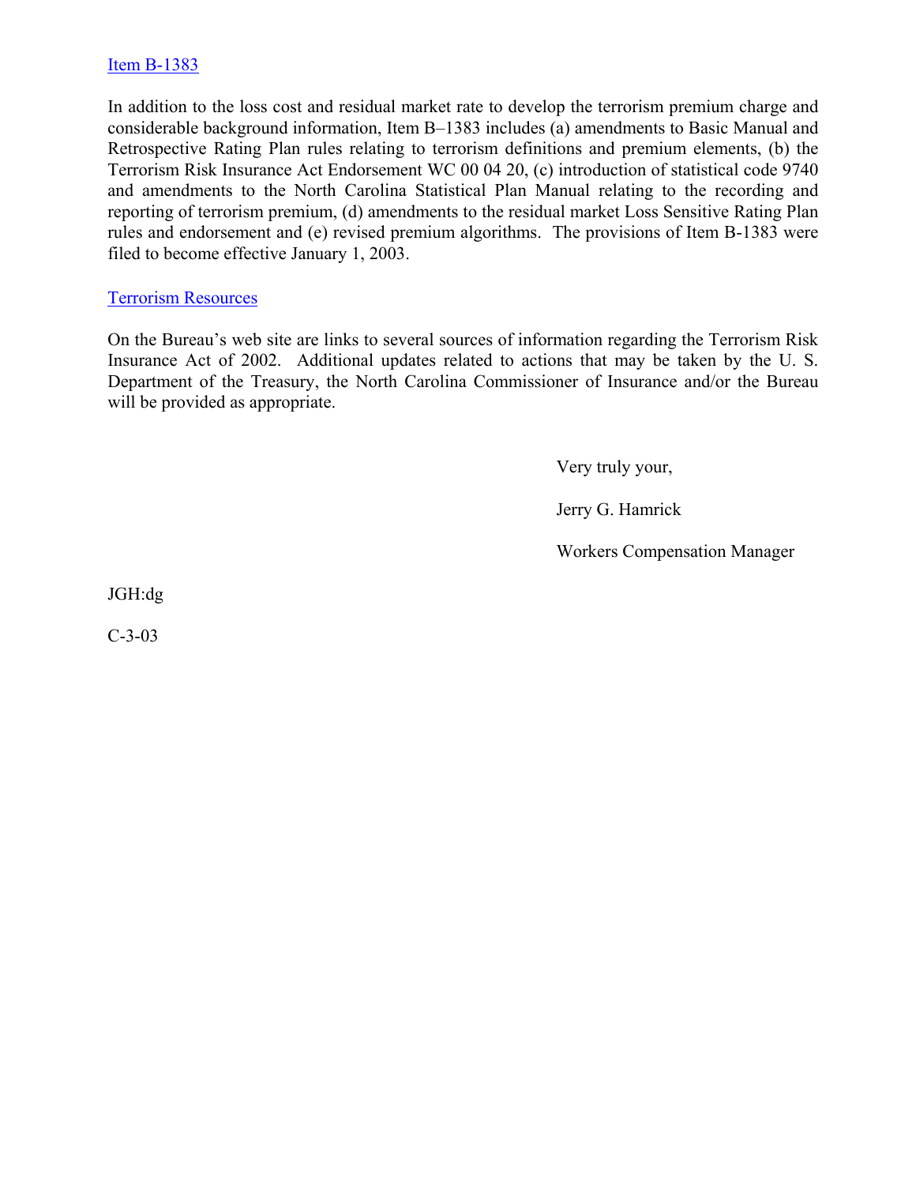Item B-1383

In addition to the loss cost and residual market rate to develop the terrorism premium charge and considerable background information, Item B–1383 includes (a) amendments to Basic Manual and Retrospective Rating Plan rules relating to terrorism definitions and premium elements, (b) the Terrorism Risk Insurance Act Endorsement WC 00 04 20, (c) introduction of statistical code 9740 and amendments to the North Carolina Statistical Plan Manual relating to the recording and reporting of terrorism premium, (d) amendments to the residual market Loss Sensitive Rating Plan rules and endorsement and (e) revised premium algorithms. The provisions of Item B-1383 were filed to become effective January 1, 2003.

Terrorism Resources

On the Bureau's web site are links to several sources of information regarding the Terrorism Risk Insurance Act of 2002. Additional updates related to actions that may be taken by the U. S. Department of the Treasury, the North Carolina Commissioner of Insurance and/or the Bureau will be provided as appropriate.

Very truly your,

Jerry G. Hamrick

Workers Compensation Manager

JGH:dg

C-3-03